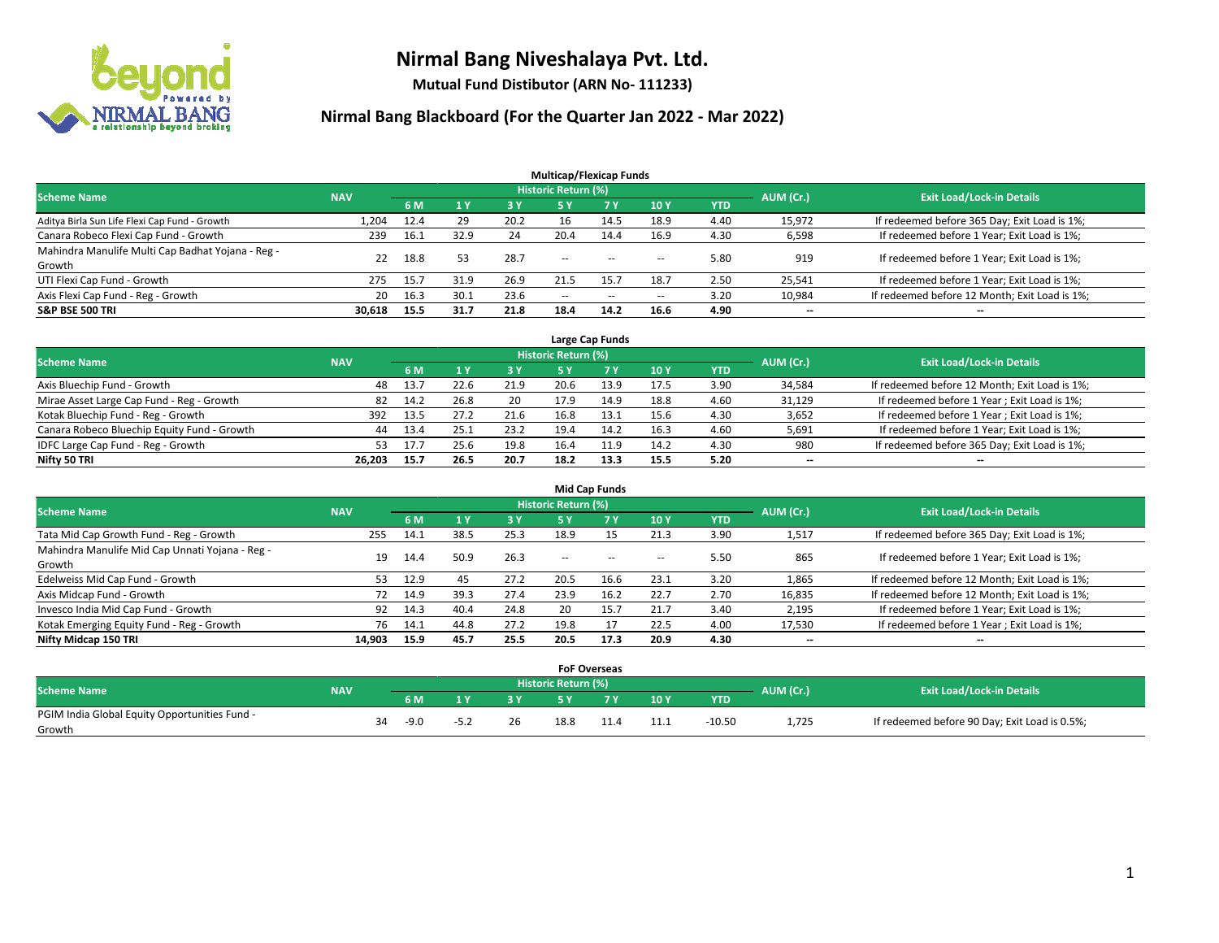# Nirmal Bang Niveshalaya Pvt. Ltd.

**Mutual Fund Distibutor (ARN No- 111233)**

## Nirmal Bang Blackboard (For the Quarter Jan 2022 - Mar 2022)

### Multicap/Flexicap Funds

| Scheme Name | NAV | Historic Return (%) | | | | | | | AUM (Cr.) | Exit Load/Lock-in Details |
|---|---|---|---|---|---|---|---|---|---|---|
| | | 6 M | 1 Y | 3 Y | 5 Y | 7 Y | 10 Y | YTD | | |
| Aditya Birla Sun Life Flexi Cap Fund - Growth | 1,204 | 12.4 | 29 | 20.2 | 16 | 14.5 | 18.9 | 4.40 | 15,972 | If redeemed before 365 Day; Exit Load is 1%; |
| Canara Robeco Flexi Cap Fund - Growth | 239 | 16.1 | 32.9 | 24 | 20.4 | 14.4 | 16.9 | 4.30 | 6,598 | If redeemed before 1 Year; Exit Load is 1%; |
| Mahindra Manulife Multi Cap Badhat Yojana - Reg - Growth | 22 | 18.8 | 53 | 28.7 | -- | -- | -- | 5.80 | 919 | If redeemed before 1 Year; Exit Load is 1%; |
| UTI Flexi Cap Fund - Growth | 275 | 15.7 | 31.9 | 26.9 | 21.5 | 15.7 | 18.7 | 2.50 | 25,541 | If redeemed before 1 Year; Exit Load is 1%; |
| Axis Flexi Cap Fund - Reg - Growth | 20 | 16.3 | 30.1 | 23.6 | -- | -- | -- | 3.20 | 10,984 | If redeemed before 12 Month; Exit Load is 1%; |
| **S&P BSE 500 TRI** | **30,618** | **15.5** | **31.7** | **21.8** | **18.4** | **14.2** | **16.6** | **4.90** | **--** | **--** |

### Large Cap Funds

| Scheme Name | NAV | Historic Return (%) | | | | | | | AUM (Cr.) | Exit Load/Lock-in Details |
|---|---|---|---|---|---|---|---|---|---|---|
| | | 6 M | 1 Y | 3 Y | 5 Y | 7 Y | 10 Y | YTD | | |
| Axis Bluechip Fund - Growth | 48 | 13.7 | 22.6 | 21.9 | 20.6 | 13.9 | 17.5 | 3.90 | 34,584 | If redeemed before 12 Month; Exit Load is 1%; |
| Mirae Asset Large Cap Fund - Reg - Growth | 82 | 14.2 | 26.8 | 20 | 17.9 | 14.9 | 18.8 | 4.60 | 31,129 | If redeemed before 1 Year ; Exit Load is 1%; |
| Kotak Bluechip Fund - Reg - Growth | 392 | 13.5 | 27.2 | 21.6 | 16.8 | 13.1 | 15.6 | 4.30 | 3,652 | If redeemed before 1 Year ; Exit Load is 1%; |
| Canara Robeco Bluechip Equity Fund - Growth | 44 | 13.4 | 25.1 | 23.2 | 19.4 | 14.2 | 16.3 | 4.60 | 5,691 | If redeemed before 1 Year; Exit Load is 1%; |
| IDFC Large Cap Fund - Reg - Growth | 53 | 17.7 | 25.6 | 19.8 | 16.4 | 11.9 | 14.2 | 4.30 | 980 | If redeemed before 365 Day; Exit Load is 1%; |
| **Nifty 50 TRI** | **26,203** | **15.7** | **26.5** | **20.7** | **18.2** | **13.3** | **15.5** | **5.20** | **--** | **--** |

### Mid Cap Funds

| Scheme Name | NAV | Historic Return (%) | | | | | | | AUM (Cr.) | Exit Load/Lock-in Details |
|---|---|---|---|---|---|---|---|---|---|---|
| | | 6 M | 1 Y | 3 Y | 5 Y | 7 Y | 10 Y | YTD | | |
| Tata Mid Cap Growth Fund - Reg - Growth | 255 | 14.1 | 38.5 | 25.3 | 18.9 | 15 | 21.3 | 3.90 | 1,517 | If redeemed before 365 Day; Exit Load is 1%; |
| Mahindra Manulife Mid Cap Unnati Yojana - Reg - Growth | 19 | 14.4 | 50.9 | 26.3 | -- | -- | -- | 5.50 | 865 | If redeemed before 1 Year; Exit Load is 1%; |
| Edelweiss Mid Cap Fund - Growth | 53 | 12.9 | 45 | 27.2 | 20.5 | 16.6 | 23.1 | 3.20 | 1,865 | If redeemed before 12 Month; Exit Load is 1%; |
| Axis Midcap Fund - Growth | 72 | 14.9 | 39.3 | 27.4 | 23.9 | 16.2 | 22.7 | 2.70 | 16,835 | If redeemed before 12 Month; Exit Load is 1%; |
| Invesco India Mid Cap Fund - Growth | 92 | 14.3 | 40.4 | 24.8 | 20 | 15.7 | 21.7 | 3.40 | 2,195 | If redeemed before 1 Year; Exit Load is 1%; |
| Kotak Emerging Equity Fund - Reg - Growth | 76 | 14.1 | 44.8 | 27.2 | 19.8 | 17 | 22.5 | 4.00 | 17,530 | If redeemed before 1 Year ; Exit Load is 1%; |
| **Nifty Midcap 150 TRI** | **14,903** | **15.9** | **45.7** | **25.5** | **20.5** | **17.3** | **20.9** | **4.30** | **--** | **--** |

### FoF Overseas

| Scheme Name | NAV | Historic Return (%) | | | | | | | AUM (Cr.) | Exit Load/Lock-in Details |
|---|---|---|---|---|---|---|---|---|---|---|
| | | 6 M | 1 Y | 3 Y | 5 Y | 7 Y | 10 Y | YTD | | |
| PGIM India Global Equity Opportunities Fund - Growth | 34 | -9.0 | -5.2 | 26 | 18.8 | 11.4 | 11.1 | -10.50 | 1,725 | If redeemed before 90 Day; Exit Load is 0.5%; |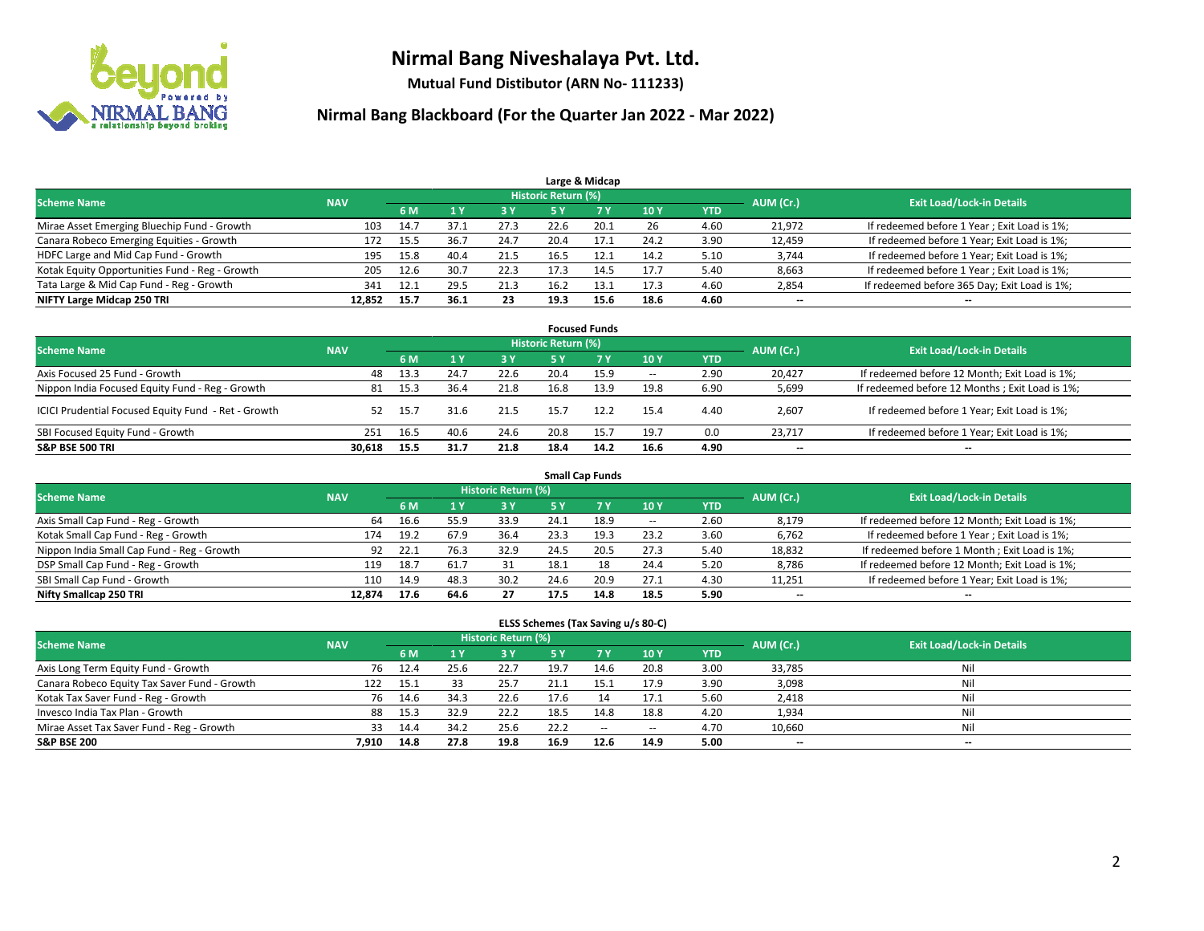# Nirmal Bang Niveshalaya Pvt. Ltd.

**Mutual Fund Distibutor (ARN No- 111233)**

## Nirmal Bang Blackboard (For the Quarter Jan 2022 - Mar 2022)

### Large & Midcap

| Scheme Name | NAV | Historic Return (%) | | | | | | | AUM (Cr.) | Exit Load/Lock-in Details |
|---|---|---|---|---|---|---|---|---|---|---|
| | | 6 M | 1 Y | 3 Y | 5 Y | 7 Y | 10 Y | YTD | | |
| Mirae Asset Emerging Bluechip Fund - Growth | 103 | 14.7 | 37.1 | 27.3 | 22.6 | 20.1 | 26 | 4.60 | 21,972 | If redeemed before 1 Year ; Exit Load is 1%; |
| Canara Robeco Emerging Equities - Growth | 172 | 15.5 | 36.7 | 24.7 | 20.4 | 17.1 | 24.2 | 3.90 | 12,459 | If redeemed before 1 Year; Exit Load is 1%; |
| HDFC Large and Mid Cap Fund - Growth | 195 | 15.8 | 40.4 | 21.5 | 16.5 | 12.1 | 14.2 | 5.10 | 3,744 | If redeemed before 1 Year; Exit Load is 1%; |
| Kotak Equity Opportunities Fund - Reg - Growth | 205 | 12.6 | 30.7 | 22.3 | 17.3 | 14.5 | 17.7 | 5.40 | 8,663 | If redeemed before 1 Year ; Exit Load is 1%; |
| Tata Large & Mid Cap Fund - Reg - Growth | 341 | 12.1 | 29.5 | 21.3 | 16.2 | 13.1 | 17.3 | 4.60 | 2,854 | If redeemed before 365 Day; Exit Load is 1%; |
| **NIFTY Large Midcap 250 TRI** | **12,852** | **15.7** | **36.1** | **23** | **19.3** | **15.6** | **18.6** | **4.60** | **--** | **--** |

### Focused Funds

| Scheme Name | NAV | Historic Return (%) | | | | | | | AUM (Cr.) | Exit Load/Lock-in Details |
|---|---|---|---|---|---|---|---|---|---|---|
| | | 6 M | 1 Y | 3 Y | 5 Y | 7 Y | 10 Y | YTD | | |
| Axis Focused 25 Fund - Growth | 48 | 13.3 | 24.7 | 22.6 | 20.4 | 15.9 | -- | 2.90 | 20,427 | If redeemed before 12 Month; Exit Load is 1%; |
| Nippon India Focused Equity Fund - Reg - Growth | 81 | 15.3 | 36.4 | 21.8 | 16.8 | 13.9 | 19.8 | 6.90 | 5,699 | If redeemed before 12 Months ; Exit Load is 1%; |
| ICICI Prudential Focused Equity Fund - Ret - Growth | 52 | 15.7 | 31.6 | 21.5 | 15.7 | 12.2 | 15.4 | 4.40 | 2,607 | If redeemed before 1 Year; Exit Load is 1%; |
| SBI Focused Equity Fund - Growth | 251 | 16.5 | 40.6 | 24.6 | 20.8 | 15.7 | 19.7 | 0.0 | 23,717 | If redeemed before 1 Year; Exit Load is 1%; |
| **S&P BSE 500 TRI** | **30,618** | **15.5** | **31.7** | **21.8** | **18.4** | **14.2** | **16.6** | **4.90** | **--** | **--** |

### Small Cap Funds

| Scheme Name | NAV | Historic Return (%) | | | | | | | AUM (Cr.) | Exit Load/Lock-in Details |
|---|---|---|---|---|---|---|---|---|---|---|
| | | 6 M | 1 Y | 3 Y | 5 Y | 7 Y | 10 Y | YTD | | |
| Axis Small Cap Fund - Reg - Growth | 64 | 16.6 | 55.9 | 33.9 | 24.1 | 18.9 | -- | 2.60 | 8,179 | If redeemed before 12 Month; Exit Load is 1%; |
| Kotak Small Cap Fund - Reg - Growth | 174 | 19.2 | 67.9 | 36.4 | 23.3 | 19.3 | 23.2 | 3.60 | 6,762 | If redeemed before 1 Year ; Exit Load is 1%; |
| Nippon India Small Cap Fund - Reg - Growth | 92 | 22.1 | 76.3 | 32.9 | 24.5 | 20.5 | 27.3 | 5.40 | 18,832 | If redeemed before 1 Month ; Exit Load is 1%; |
| DSP Small Cap Fund - Reg - Growth | 119 | 18.7 | 61.7 | 31 | 18.1 | 18 | 24.4 | 5.20 | 8,786 | If redeemed before 12 Month; Exit Load is 1%; |
| SBI Small Cap Fund - Growth | 110 | 14.9 | 48.3 | 30.2 | 24.6 | 20.9 | 27.1 | 4.30 | 11,251 | If redeemed before 1 Year; Exit Load is 1%; |
| **Nifty Smallcap 250 TRI** | **12,874** | **17.6** | **64.6** | **27** | **17.5** | **14.8** | **18.5** | **5.90** | **--** | **--** |

### ELSS Schemes (Tax Saving u/s 80-C)

| Scheme Name | NAV | Historic Return (%) | | | | | | | AUM (Cr.) | Exit Load/Lock-in Details |
|---|---|---|---|---|---|---|---|---|---|---|
| | | 6 M | 1 Y | 3 Y | 5 Y | 7 Y | 10 Y | YTD | | |
| Axis Long Term Equity Fund - Growth | 76 | 12.4 | 25.6 | 22.7 | 19.7 | 14.6 | 20.8 | 3.00 | 33,785 | Nil |
| Canara Robeco Equity Tax Saver Fund - Growth | 122 | 15.1 | 33 | 25.7 | 21.1 | 15.1 | 17.9 | 3.90 | 3,098 | Nil |
| Kotak Tax Saver Fund - Reg - Growth | 76 | 14.6 | 34.3 | 22.6 | 17.6 | 14 | 17.1 | 5.60 | 2,418 | Nil |
| Invesco India Tax Plan - Growth | 88 | 15.3 | 32.9 | 22.2 | 18.5 | 14.8 | 18.8 | 4.20 | 1,934 | Nil |
| Mirae Asset Tax Saver Fund - Reg - Growth | 33 | 14.4 | 34.2 | 25.6 | 22.2 | -- | -- | 4.70 | 10,660 | Nil |
| **S&P BSE 200** | **7,910** | **14.8** | **27.8** | **19.8** | **16.9** | **12.6** | **14.9** | **5.00** | **--** | **--** |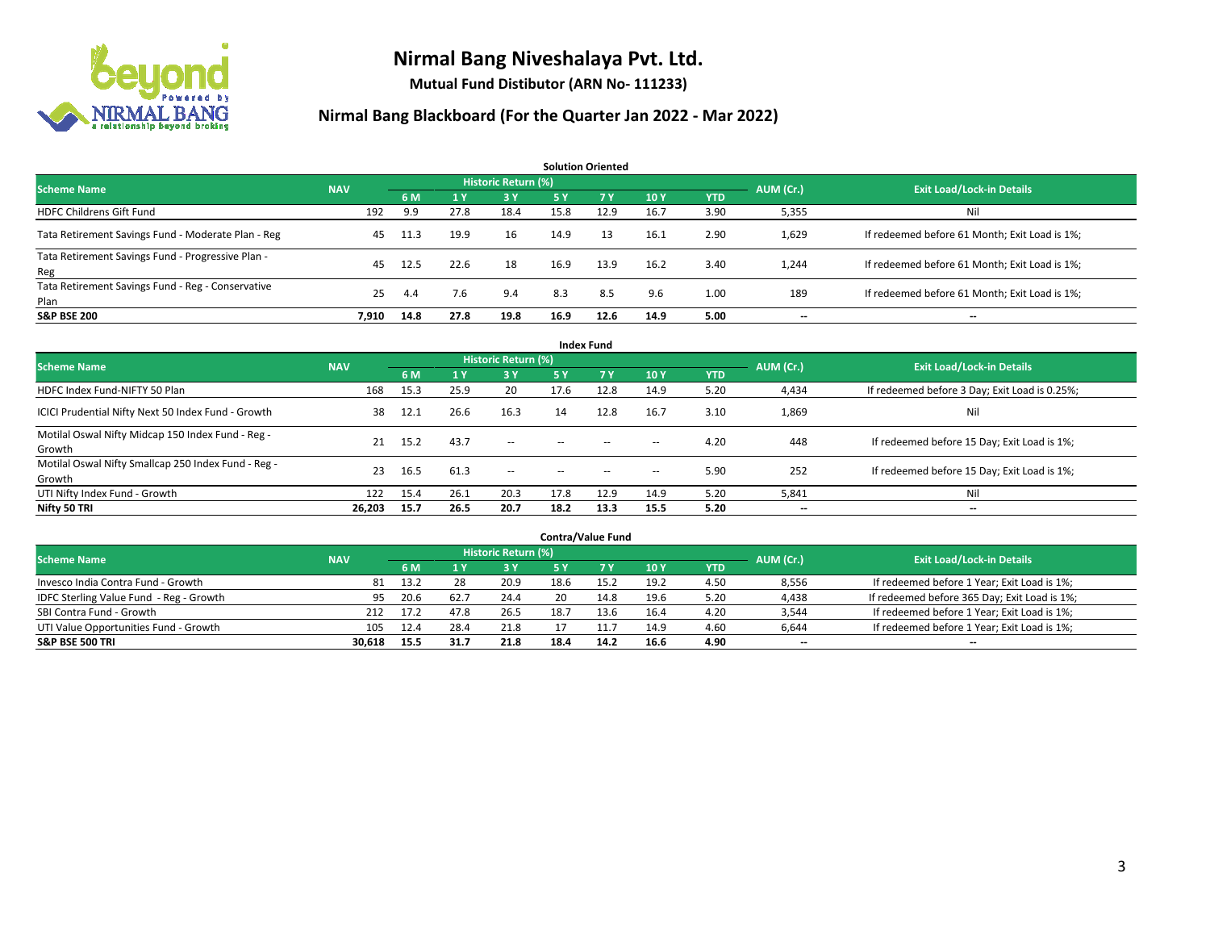# Nirmal Bang Niveshalaya Pvt. Ltd.

**Mutual Fund Distibutor (ARN No- 111233)**

## Nirmal Bang Blackboard (For the Quarter Jan 2022 - Mar 2022)

### Solution Oriented

| Scheme Name | NAV | Historic Return (%) | | | | | | | AUM (Cr.) | Exit Load/Lock-in Details |
|---|---|---|---|---|---|---|---|---|---|---|
| | | 6 M | 1 Y | 3 Y | 5 Y | 7 Y | 10 Y | YTD | | |
| HDFC Childrens Gift Fund | 192 | 9.9 | 27.8 | 18.4 | 15.8 | 12.9 | 16.7 | 3.90 | 5,355 | Nil |
| Tata Retirement Savings Fund - Moderate Plan - Reg | 45 | 11.3 | 19.9 | 16 | 14.9 | 13 | 16.1 | 2.90 | 1,629 | If redeemed before 61 Month; Exit Load is 1%; |
| Tata Retirement Savings Fund - Progressive Plan - Reg | 45 | 12.5 | 22.6 | 18 | 16.9 | 13.9 | 16.2 | 3.40 | 1,244 | If redeemed before 61 Month; Exit Load is 1%; |
| Tata Retirement Savings Fund - Reg - Conservative Plan | 25 | 4.4 | 7.6 | 9.4 | 8.3 | 8.5 | 9.6 | 1.00 | 189 | If redeemed before 61 Month; Exit Load is 1%; |
| **S&P BSE 200** | **7,910** | **14.8** | **27.8** | **19.8** | **16.9** | **12.6** | **14.9** | **5.00** | **--** | **--** |

### Index Fund

| Scheme Name | NAV | Historic Return (%) | | | | | | | AUM (Cr.) | Exit Load/Lock-in Details |
|---|---|---|---|---|---|---|---|---|---|---|
| | | 6 M | 1 Y | 3 Y | 5 Y | 7 Y | 10 Y | YTD | | |
| HDFC Index Fund-NIFTY 50 Plan | 168 | 15.3 | 25.9 | 20 | 17.6 | 12.8 | 14.9 | 5.20 | 4,434 | If redeemed before 3 Day; Exit Load is 0.25%; |
| ICICI Prudential Nifty Next 50 Index Fund - Growth | 38 | 12.1 | 26.6 | 16.3 | 14 | 12.8 | 16.7 | 3.10 | 1,869 | Nil |
| Motilal Oswal Nifty Midcap 150 Index Fund - Reg - Growth | 21 | 15.2 | 43.7 | -- | -- | -- | -- | 4.20 | 448 | If redeemed before 15 Day; Exit Load is 1%; |
| Motilal Oswal Nifty Smallcap 250 Index Fund - Reg - Growth | 23 | 16.5 | 61.3 | -- | -- | -- | -- | 5.90 | 252 | If redeemed before 15 Day; Exit Load is 1%; |
| UTI Nifty Index Fund - Growth | 122 | 15.4 | 26.1 | 20.3 | 17.8 | 12.9 | 14.9 | 5.20 | 5,841 | Nil |
| **Nifty 50 TRI** | **26,203** | **15.7** | **26.5** | **20.7** | **18.2** | **13.3** | **15.5** | **5.20** | **--** | **--** |

### Contra/Value Fund

| Scheme Name | NAV | Historic Return (%) | | | | | | | AUM (Cr.) | Exit Load/Lock-in Details |
|---|---|---|---|---|---|---|---|---|---|---|
| | | 6 M | 1 Y | 3 Y | 5 Y | 7 Y | 10 Y | YTD | | |
| Invesco India Contra Fund - Growth | 81 | 13.2 | 28 | 20.9 | 18.6 | 15.2 | 19.2 | 4.50 | 8,556 | If redeemed before 1 Year; Exit Load is 1%; |
| IDFC Sterling Value Fund - Reg - Growth | 95 | 20.6 | 62.7 | 24.4 | 20 | 14.8 | 19.6 | 5.20 | 4,438 | If redeemed before 365 Day; Exit Load is 1%; |
| SBI Contra Fund - Growth | 212 | 17.2 | 47.8 | 26.5 | 18.7 | 13.6 | 16.4 | 4.20 | 3,544 | If redeemed before 1 Year; Exit Load is 1%; |
| UTI Value Opportunities Fund - Growth | 105 | 12.4 | 28.4 | 21.8 | 17 | 11.7 | 14.9 | 4.60 | 6,644 | If redeemed before 1 Year; Exit Load is 1%; |
| **S&P BSE 500 TRI** | **30,618** | **15.5** | **31.7** | **21.8** | **18.4** | **14.2** | **16.6** | **4.90** | **--** | **--** |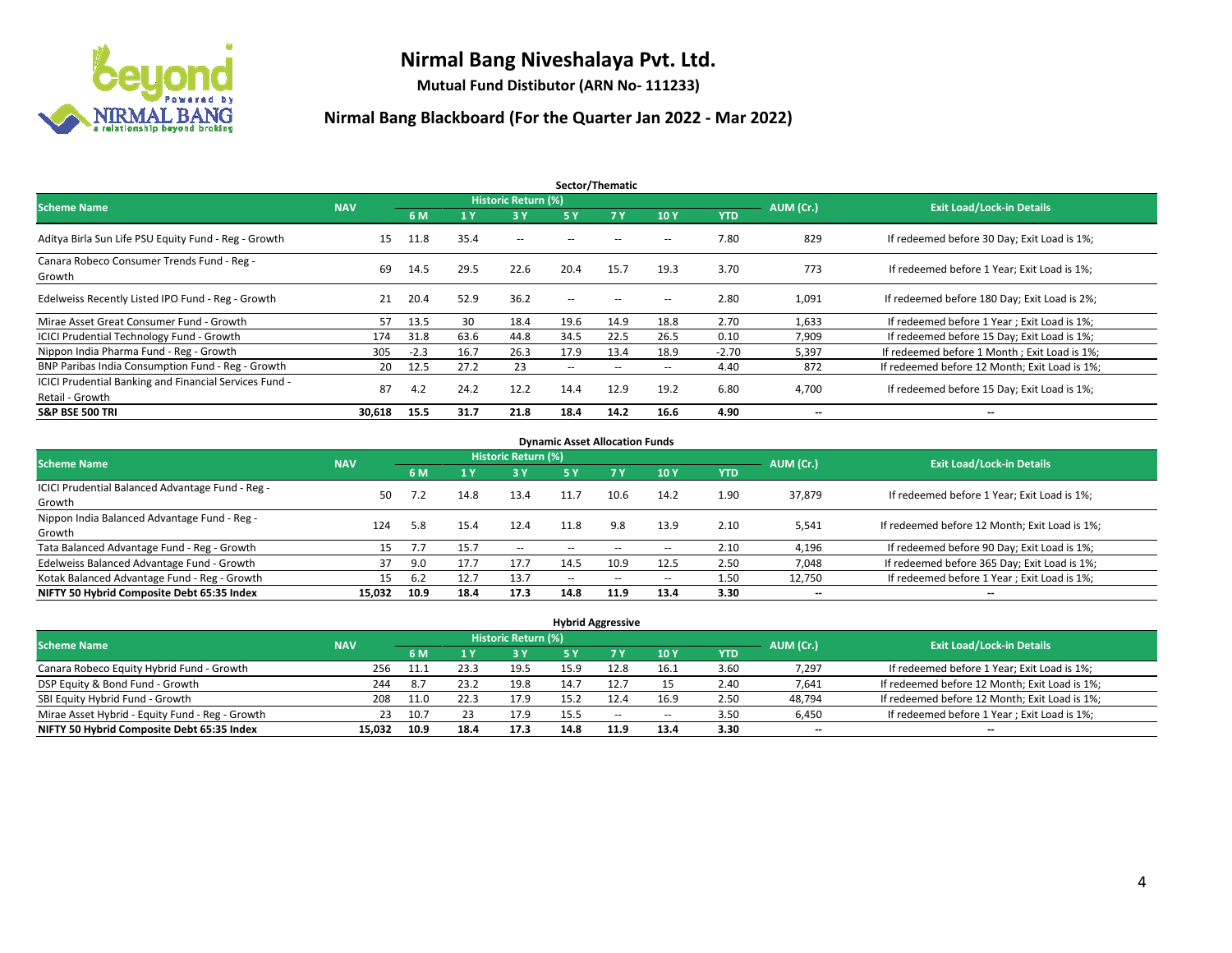# Nirmal Bang Niveshalaya Pvt. Ltd.

**Mutual Fund Distibutor (ARN No- 111233)**

## Nirmal Bang Blackboard (For the Quarter Jan 2022 - Mar 2022)

### Sector/Thematic

| Scheme Name | NAV | Historic Return (%) | | | | | | | AUM (Cr.) | Exit Load/Lock-in Details |
|---|---|---|---|---|---|---|---|---|---|---|
| | | 6 M | 1 Y | 3 Y | 5 Y | 7 Y | 10 Y | YTD | | |
| Aditya Birla Sun Life PSU Equity Fund - Reg - Growth | 15 | 11.8 | 35.4 | -- | -- | -- | -- | 7.80 | 829 | If redeemed before 30 Day; Exit Load is 1%; |
| Canara Robeco Consumer Trends Fund - Reg - Growth | 69 | 14.5 | 29.5 | 22.6 | 20.4 | 15.7 | 19.3 | 3.70 | 773 | If redeemed before 1 Year; Exit Load is 1%; |
| Edelweiss Recently Listed IPO Fund - Reg - Growth | 21 | 20.4 | 52.9 | 36.2 | -- | -- | -- | 2.80 | 1,091 | If redeemed before 180 Day; Exit Load is 2%; |
| Mirae Asset Great Consumer Fund - Growth | 57 | 13.5 | 30 | 18.4 | 19.6 | 14.9 | 18.8 | 2.70 | 1,633 | If redeemed before 1 Year ; Exit Load is 1%; |
| ICICI Prudential Technology Fund - Growth | 174 | 31.8 | 63.6 | 44.8 | 34.5 | 22.5 | 26.5 | 0.10 | 7,909 | If redeemed before 15 Day; Exit Load is 1%; |
| Nippon India Pharma Fund - Reg - Growth | 305 | -2.3 | 16.7 | 26.3 | 17.9 | 13.4 | 18.9 | -2.70 | 5,397 | If redeemed before 1 Month ; Exit Load is 1%; |
| BNP Paribas India Consumption Fund - Reg - Growth | 20 | 12.5 | 27.2 | 23 | -- | -- | -- | 4.40 | 872 | If redeemed before 12 Month; Exit Load is 1%; |
| ICICI Prudential Banking and Financial Services Fund - Retail - Growth | 87 | 4.2 | 24.2 | 12.2 | 14.4 | 12.9 | 19.2 | 6.80 | 4,700 | If redeemed before 15 Day; Exit Load is 1%; |
| **S&P BSE 500 TRI** | **30,618** | **15.5** | **31.7** | **21.8** | **18.4** | **14.2** | **16.6** | **4.90** | **--** | **--** |

### Dynamic Asset Allocation Funds

| Scheme Name | NAV | Historic Return (%) | | | | | | | AUM (Cr.) | Exit Load/Lock-in Details |
|---|---|---|---|---|---|---|---|---|---|---|
| | | 6 M | 1 Y | 3 Y | 5 Y | 7 Y | 10 Y | YTD | | |
| ICICI Prudential Balanced Advantage Fund - Reg - Growth | 50 | 7.2 | 14.8 | 13.4 | 11.7 | 10.6 | 14.2 | 1.90 | 37,879 | If redeemed before 1 Year; Exit Load is 1%; |
| Nippon India Balanced Advantage Fund - Reg - Growth | 124 | 5.8 | 15.4 | 12.4 | 11.8 | 9.8 | 13.9 | 2.10 | 5,541 | If redeemed before 12 Month; Exit Load is 1%; |
| Tata Balanced Advantage Fund - Reg - Growth | 15 | 7.7 | 15.7 | -- | -- | -- | -- | 2.10 | 4,196 | If redeemed before 90 Day; Exit Load is 1%; |
| Edelweiss Balanced Advantage Fund - Growth | 37 | 9.0 | 17.7 | 17.7 | 14.5 | 10.9 | 12.5 | 2.50 | 7,048 | If redeemed before 365 Day; Exit Load is 1%; |
| Kotak Balanced Advantage Fund - Reg - Growth | 15 | 6.2 | 12.7 | 13.7 | -- | -- | -- | 1.50 | 12,750 | If redeemed before 1 Year ; Exit Load is 1%; |
| **NIFTY 50 Hybrid Composite Debt 65:35 Index** | **15,032** | **10.9** | **18.4** | **17.3** | **14.8** | **11.9** | **13.4** | **3.30** | **--** | **--** |

### Hybrid Aggressive

| Scheme Name | NAV | Historic Return (%) | | | | | | | AUM (Cr.) | Exit Load/Lock-in Details |
|---|---|---|---|---|---|---|---|---|---|---|
| | | 6 M | 1 Y | 3 Y | 5 Y | 7 Y | 10 Y | YTD | | |
| Canara Robeco Equity Hybrid Fund - Growth | 256 | 11.1 | 23.3 | 19.5 | 15.9 | 12.8 | 16.1 | 3.60 | 7,297 | If redeemed before 1 Year; Exit Load is 1%; |
| DSP Equity & Bond Fund - Growth | 244 | 8.7 | 23.2 | 19.8 | 14.7 | 12.7 | 15 | 2.40 | 7,641 | If redeemed before 12 Month; Exit Load is 1%; |
| SBI Equity Hybrid Fund - Growth | 208 | 11.0 | 22.3 | 17.9 | 15.2 | 12.4 | 16.9 | 2.50 | 48,794 | If redeemed before 12 Month; Exit Load is 1%; |
| Mirae Asset Hybrid - Equity Fund - Reg - Growth | 23 | 10.7 | 23 | 17.9 | 15.5 | -- | -- | 3.50 | 6,450 | If redeemed before 1 Year ; Exit Load is 1%; |
| **NIFTY 50 Hybrid Composite Debt 65:35 Index** | **15,032** | **10.9** | **18.4** | **17.3** | **14.8** | **11.9** | **13.4** | **3.30** | **--** | **--** |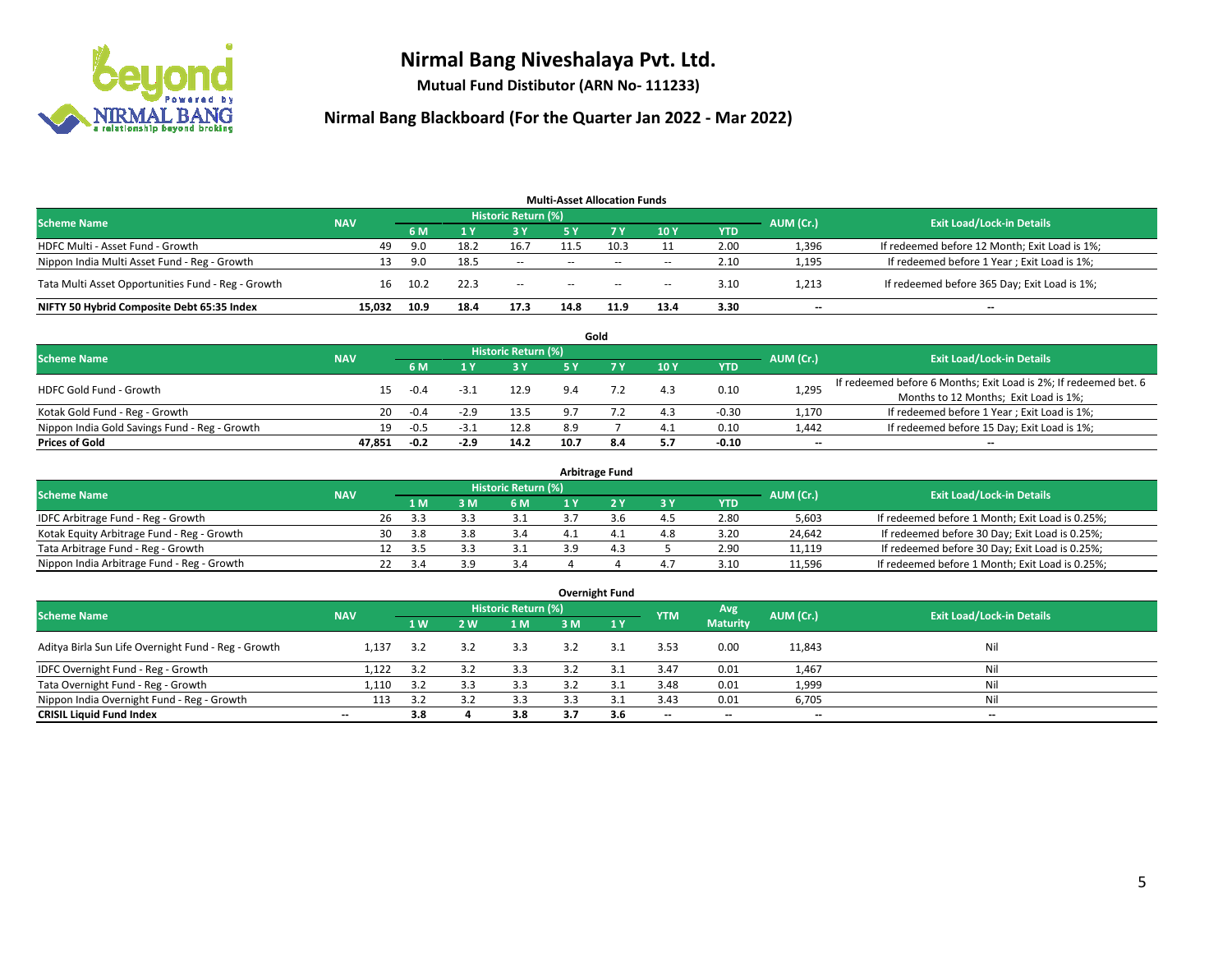# Nirmal Bang Niveshalaya Pvt. Ltd.

**Mutual Fund Distibutor (ARN No- 111233)**

## Nirmal Bang Blackboard (For the Quarter Jan 2022 - Mar 2022)

### Multi-Asset Allocation Funds

| Scheme Name | NAV | Historic Return (%) | | | | | | | AUM (Cr.) | Exit Load/Lock-in Details |
|---|---|---|---|---|---|---|---|---|---|---|
| | | 6 M | 1 Y | 3 Y | 5 Y | 7 Y | 10 Y | YTD | | |
| HDFC Multi - Asset Fund - Growth | 49 | 9.0 | 18.2 | 16.7 | 11.5 | 10.3 | 11 | 2.00 | 1,396 | If redeemed before 12 Month; Exit Load is 1%; |
| Nippon India Multi Asset Fund - Reg - Growth | 13 | 9.0 | 18.5 | -- | -- | -- | -- | 2.10 | 1,195 | If redeemed before 1 Year ; Exit Load is 1%; |
| Tata Multi Asset Opportunities Fund - Reg - Growth | 16 | 10.2 | 22.3 | -- | -- | -- | -- | 3.10 | 1,213 | If redeemed before 365 Day; Exit Load is 1%; |
| **NIFTY 50 Hybrid Composite Debt 65:35 Index** | **15,032** | **10.9** | **18.4** | **17.3** | **14.8** | **11.9** | **13.4** | **3.30** | **--** | **--** |

### Gold

| Scheme Name | NAV | Historic Return (%) | | | | | | | AUM (Cr.) | Exit Load/Lock-in Details |
|---|---|---|---|---|---|---|---|---|---|---|
| | | 6 M | 1 Y | 3 Y | 5 Y | 7 Y | 10 Y | YTD | | |
| HDFC Gold Fund - Growth | 15 | -0.4 | -3.1 | 12.9 | 9.4 | 7.2 | 4.3 | 0.10 | 1,295 | If redeemed before 6 Months; Exit Load is 2%; If redeemed bet. 6 Months to 12 Months; Exit Load is 1%; |
| Kotak Gold Fund - Reg - Growth | 20 | -0.4 | -2.9 | 13.5 | 9.7 | 7.2 | 4.3 | -0.30 | 1,170 | If redeemed before 1 Year ; Exit Load is 1%; |
| Nippon India Gold Savings Fund - Reg - Growth | 19 | -0.5 | -3.1 | 12.8 | 8.9 | 7 | 4.1 | 0.10 | 1,442 | If redeemed before 15 Day; Exit Load is 1%; |
| **Prices of Gold** | **47,851** | **-0.2** | **-2.9** | **14.2** | **10.7** | **8.4** | **5.7** | **-0.10** | **--** | **--** |

### Arbitrage Fund

| Scheme Name | NAV | Historic Return (%) | | | | | | | AUM (Cr.) | Exit Load/Lock-in Details |
|---|---|---|---|---|---|---|---|---|---|---|
| | | 1 M | 3 M | 6 M | 1 Y | 2 Y | 3 Y | YTD | | |
| IDFC Arbitrage Fund - Reg - Growth | 26 | 3.3 | 3.3 | 3.1 | 3.7 | 3.6 | 4.5 | 2.80 | 5,603 | If redeemed before 1 Month; Exit Load is 0.25%; |
| Kotak Equity Arbitrage Fund - Reg - Growth | 30 | 3.8 | 3.8 | 3.4 | 4.1 | 4.1 | 4.8 | 3.20 | 24,642 | If redeemed before 30 Day; Exit Load is 0.25%; |
| Tata Arbitrage Fund - Reg - Growth | 12 | 3.5 | 3.3 | 3.1 | 3.9 | 4.3 | 5 | 2.90 | 11,119 | If redeemed before 30 Day; Exit Load is 0.25%; |
| Nippon India Arbitrage Fund - Reg - Growth | 22 | 3.4 | 3.9 | 3.4 | 4 | 4 | 4.7 | 3.10 | 11,596 | If redeemed before 1 Month; Exit Load is 0.25%; |

### Overnight Fund

| Scheme Name | NAV | Historic Return (%) | | | | | YTM | Avg Maturity | AUM (Cr.) | Exit Load/Lock-in Details |
|---|---|---|---|---|---|---|---|---|---|---|
| | | 1 W | 2 W | 1 M | 3 M | 1 Y | | | | |
| Aditya Birla Sun Life Overnight Fund - Reg - Growth | 1,137 | 3.2 | 3.2 | 3.3 | 3.2 | 3.1 | 3.53 | 0.00 | 11,843 | Nil |
| IDFC Overnight Fund - Reg - Growth | 1,122 | 3.2 | 3.2 | 3.3 | 3.2 | 3.1 | 3.47 | 0.01 | 1,467 | Nil |
| Tata Overnight Fund - Reg - Growth | 1,110 | 3.2 | 3.3 | 3.3 | 3.2 | 3.1 | 3.48 | 0.01 | 1,999 | Nil |
| Nippon India Overnight Fund - Reg - Growth | 113 | 3.2 | 3.2 | 3.3 | 3.3 | 3.1 | 3.43 | 0.01 | 6,705 | Nil |
| **CRISIL Liquid Fund Index** | **--** | **3.8** | **4** | **3.8** | **3.7** | **3.6** | **--** | **--** | **--** | **--** |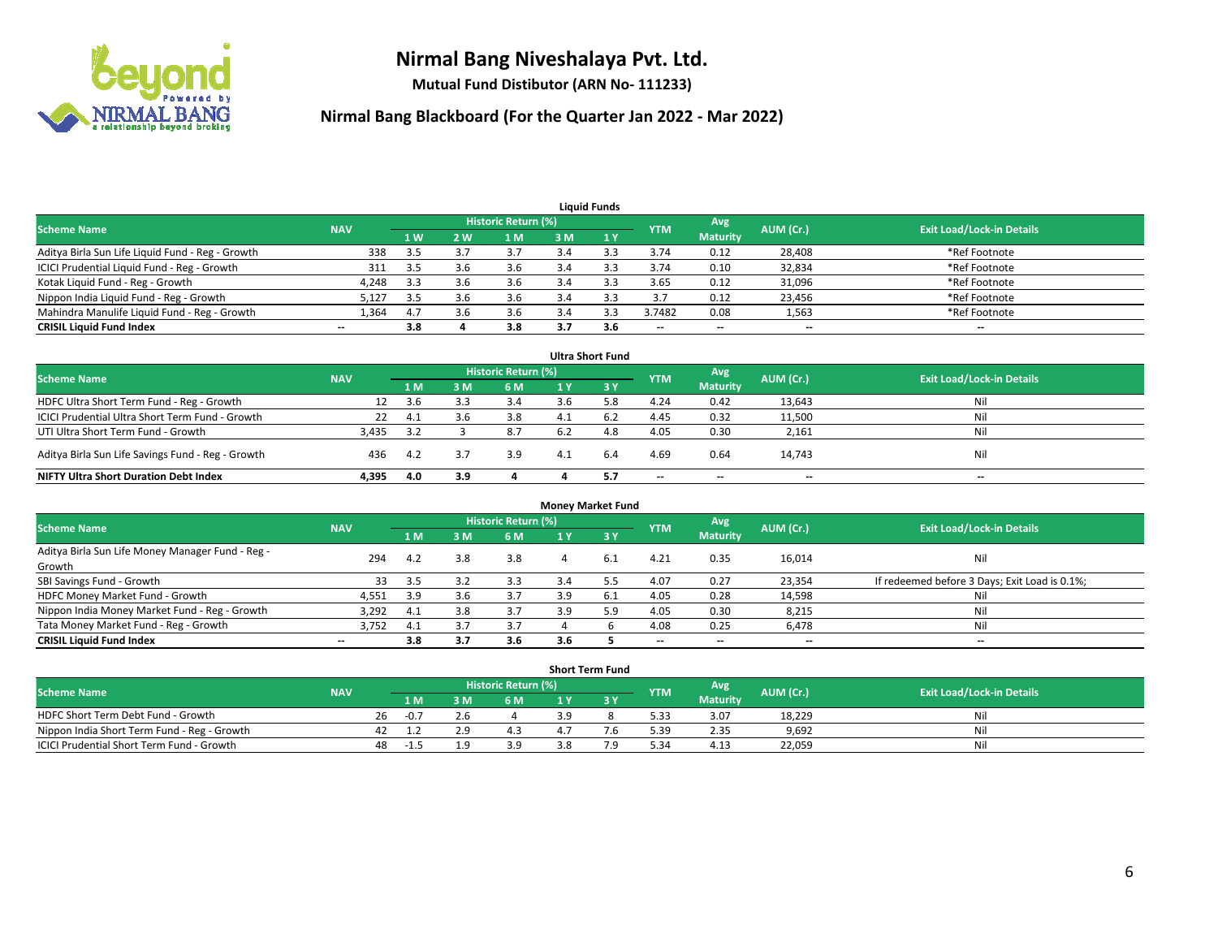# Nirmal Bang Niveshalaya Pvt. Ltd.

**Mutual Fund Distibutor (ARN No- 111233)**

## Nirmal Bang Blackboard (For the Quarter Jan 2022 - Mar 2022)

### Liquid Funds

| Scheme Name | NAV | Historic Return (%) | | | | | YTM | Avg Maturity | AUM (Cr.) | Exit Load/Lock-in Details |
|---|---|---|---|---|---|---|---|---|---|---|
| | | 1 W | 2 W | 1 M | 3 M | 1 Y | | | | |
| Aditya Birla Sun Life Liquid Fund - Reg - Growth | 338 | 3.5 | 3.7 | 3.7 | 3.4 | 3.3 | 3.74 | 0.12 | 28,408 | *Ref Footnote |
| ICICI Prudential Liquid Fund - Reg - Growth | 311 | 3.5 | 3.6 | 3.6 | 3.4 | 3.3 | 3.74 | 0.10 | 32,834 | *Ref Footnote |
| Kotak Liquid Fund - Reg - Growth | 4,248 | 3.3 | 3.6 | 3.6 | 3.4 | 3.3 | 3.65 | 0.12 | 31,096 | *Ref Footnote |
| Nippon India Liquid Fund - Reg - Growth | 5,127 | 3.5 | 3.6 | 3.6 | 3.4 | 3.3 | 3.7 | 0.12 | 23,456 | *Ref Footnote |
| Mahindra Manulife Liquid Fund - Reg - Growth | 1,364 | 4.7 | 3.6 | 3.6 | 3.4 | 3.3 | 3.7482 | 0.08 | 1,563 | *Ref Footnote |
| **CRISIL Liquid Fund Index** | -- | **3.8** | **4** | **3.8** | **3.7** | **3.6** | -- | -- | -- | -- |

### Ultra Short Fund

| Scheme Name | NAV | Historic Return (%) | | | | | YTM | Avg Maturity | AUM (Cr.) | Exit Load/Lock-in Details |
|---|---|---|---|---|---|---|---|---|---|---|
| | | 1 M | 3 M | 6 M | 1 Y | 3 Y | | | | |
| HDFC Ultra Short Term Fund - Reg - Growth | 12 | 3.6 | 3.3 | 3.4 | 3.6 | 5.8 | 4.24 | 0.42 | 13,643 | Nil |
| ICICI Prudential Ultra Short Term Fund - Growth | 22 | 4.1 | 3.6 | 3.8 | 4.1 | 6.2 | 4.45 | 0.32 | 11,500 | Nil |
| UTI Ultra Short Term Fund - Growth | 3,435 | 3.2 | 3 | 8.7 | 6.2 | 4.8 | 4.05 | 0.30 | 2,161 | Nil |
| Aditya Birla Sun Life Savings Fund - Reg - Growth | 436 | 4.2 | 3.7 | 3.9 | 4.1 | 6.4 | 4.69 | 0.64 | 14,743 | Nil |
| **NIFTY Ultra Short Duration Debt Index** | **4,395** | **4.0** | **3.9** | **4** | **4** | **5.7** | -- | -- | -- | -- |

### Money Market Fund

| Scheme Name | NAV | Historic Return (%) | | | | | YTM | Avg Maturity | AUM (Cr.) | Exit Load/Lock-in Details |
|---|---|---|---|---|---|---|---|---|---|---|
| | | 1 M | 3 M | 6 M | 1 Y | 3 Y | | | | |
| Aditya Birla Sun Life Money Manager Fund - Reg - Growth | 294 | 4.2 | 3.8 | 3.8 | 4 | 6.1 | 4.21 | 0.35 | 16,014 | Nil |
| SBI Savings Fund - Growth | 33 | 3.5 | 3.2 | 3.3 | 3.4 | 5.5 | 4.07 | 0.27 | 23,354 | If redeemed before 3 Days; Exit Load is 0.1%; |
| HDFC Money Market Fund - Growth | 4,551 | 3.9 | 3.6 | 3.7 | 3.9 | 6.1 | 4.05 | 0.28 | 14,598 | Nil |
| Nippon India Money Market Fund - Reg - Growth | 3,292 | 4.1 | 3.8 | 3.7 | 3.9 | 5.9 | 4.05 | 0.30 | 8,215 | Nil |
| Tata Money Market Fund - Reg - Growth | 3,752 | 4.1 | 3.7 | 3.7 | 4 | 6 | 4.08 | 0.25 | 6,478 | Nil |
| **CRISIL Liquid Fund Index** | -- | **3.8** | **3.7** | **3.6** | **3.6** | **5** | -- | -- | -- | -- |

### Short Term Fund

| Scheme Name | NAV | Historic Return (%) | | | | | YTM | Avg Maturity | AUM (Cr.) | Exit Load/Lock-in Details |
|---|---|---|---|---|---|---|---|---|---|---|
| | | 1 M | 3 M | 6 M | 1 Y | 3 Y | | | | |
| HDFC Short Term Debt Fund - Growth | 26 | -0.7 | 2.6 | 4 | 3.9 | 8 | 5.33 | 3.07 | 18,229 | Nil |
| Nippon India Short Term Fund - Reg - Growth | 42 | 1.2 | 2.9 | 4.3 | 4.7 | 7.6 | 5.39 | 2.35 | 9,692 | Nil |
| ICICI Prudential Short Term Fund - Growth | 48 | -1.5 | 1.9 | 3.9 | 3.8 | 7.9 | 5.34 | 4.13 | 22,059 | Nil |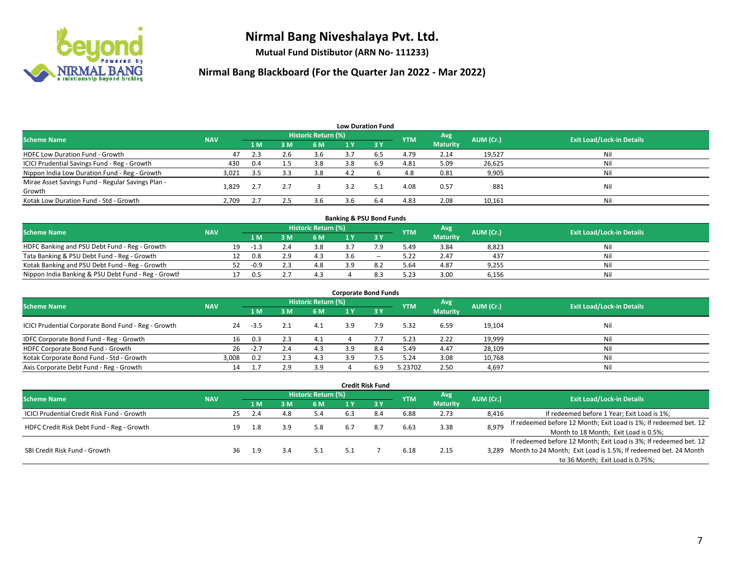# Nirmal Bang Niveshalaya Pvt. Ltd.

**Mutual Fund Distibutor (ARN No- 111233)**

## Nirmal Bang Blackboard (For the Quarter Jan 2022 - Mar 2022)

### Low Duration Fund

| Scheme Name | NAV | Historic Return (%) | | | | | YTM | Avg Maturity | AUM (Cr.) | Exit Load/Lock-in Details |
|---|---|---|---|---|---|---|---|---|---|---|
| | | 1 M | 3 M | 6 M | 1 Y | 3 Y | | | | |
| HDFC Low Duration Fund - Growth | 47 | 2.3 | 2.6 | 3.6 | 3.7 | 6.5 | 4.79 | 2.14 | 19,527 | Nil |
| ICICI Prudential Savings Fund - Reg - Growth | 430 | 0.4 | 1.5 | 3.8 | 3.8 | 6.9 | 4.81 | 5.09 | 26,625 | Nil |
| Nippon India Low Duration Fund - Reg - Growth | 3,021 | 3.5 | 3.3 | 3.8 | 4.2 | 6 | 4.8 | 0.81 | 9,905 | Nil |
| Mirae Asset Savings Fund - Regular Savings Plan - Growth | 1,829 | 2.7 | 2.7 | 3 | 3.2 | 5.1 | 4.08 | 0.57 | 881 | Nil |
| Kotak Low Duration Fund - Std - Growth | 2,709 | 2.7 | 2.5 | 3.6 | 3.6 | 6.4 | 4.83 | 2.08 | 10,161 | Nil |

### Banking & PSU Bond Funds

| Scheme Name | NAV | Historic Return (%) | | | | | YTM | Avg Maturity | AUM (Cr.) | Exit Load/Lock-in Details |
|---|---|---|---|---|---|---|---|---|---|---|
| | | 1 M | 3 M | 6 M | 1 Y | 3 Y | | | | |
| HDFC Banking and PSU Debt Fund - Reg - Growth | 19 | -1.3 | 2.4 | 3.8 | 3.7 | 7.9 | 5.49 | 3.84 | 8,823 | Nil |
| Tata Banking & PSU Debt Fund - Reg - Growth | 12 | 0.8 | 2.9 | 4.3 | 3.6 | -- | 5.22 | 2.47 | 437 | Nil |
| Kotak Banking and PSU Debt Fund - Reg - Growth | 52 | -0.9 | 2.3 | 4.8 | 3.9 | 8.2 | 5.64 | 4.87 | 9,255 | Nil |
| Nippon India Banking & PSU Debt Fund - Reg - Growth | 17 | 0.5 | 2.7 | 4.3 | 4 | 8.3 | 5.23 | 3.00 | 6,156 | Nil |

### Corporate Bond Funds

| Scheme Name | NAV | Historic Return (%) | | | | | YTM | Avg Maturity | AUM (Cr.) | Exit Load/Lock-in Details |
|---|---|---|---|---|---|---|---|---|---|---|
| | | 1 M | 3 M | 6 M | 1 Y | 3 Y | | | | |
| ICICI Prudential Corporate Bond Fund - Reg - Growth | 24 | -3.5 | 2.1 | 4.1 | 3.9 | 7.9 | 5.32 | 6.59 | 19,104 | Nil |
| IDFC Corporate Bond Fund - Reg - Growth | 16 | 0.3 | 2.3 | 4.1 | 4 | 7.7 | 5.23 | 2.22 | 19,999 | Nil |
| HDFC Corporate Bond Fund - Growth | 26 | -2.7 | 2.4 | 4.3 | 3.9 | 8.4 | 5.49 | 4.47 | 28,109 | Nil |
| Kotak Corporate Bond Fund - Std - Growth | 3,008 | 0.2 | 2.3 | 4.3 | 3.9 | 7.5 | 5.24 | 3.08 | 10,768 | Nil |
| Axis Corporate Debt Fund - Reg - Growth | 14 | 1.7 | 2.9 | 3.9 | 4 | 6.9 | 5.23702 | 2.50 | 4,697 | Nil |

### Credit Risk Fund

| Scheme Name | NAV | Historic Return (%) | | | | | YTM | Avg Maturity | AUM (Cr.) | Exit Load/Lock-in Details |
|---|---|---|---|---|---|---|---|---|---|---|
| | | 1 M | 3 M | 6 M | 1 Y | 3 Y | | | | |
| ICICI Prudential Credit Risk Fund - Growth | 25 | 2.4 | 4.8 | 5.4 | 6.3 | 8.4 | 6.88 | 2.73 | 8,416 | If redeemed before 1 Year; Exit Load is 1%; |
| HDFC Credit Risk Debt Fund - Reg - Growth | 19 | 1.8 | 3.9 | 5.8 | 6.7 | 8.7 | 6.63 | 3.38 | 8,979 | If redeemed before 12 Month; Exit Load is 1%; If redeemed bet. 12 Month to 18 Month; Exit Load is 0.5%; |
| SBI Credit Risk Fund - Growth | 36 | 1.9 | 3.4 | 5.1 | 5.1 | 7 | 6.18 | 2.15 | 3,289 | If redeemed before 12 Month; Exit Load is 3%; If redeemed bet. 12 Month to 24 Month; Exit Load is 1.5%; If redeemed bet. 24 Month to 36 Month; Exit Load is 0.75%; |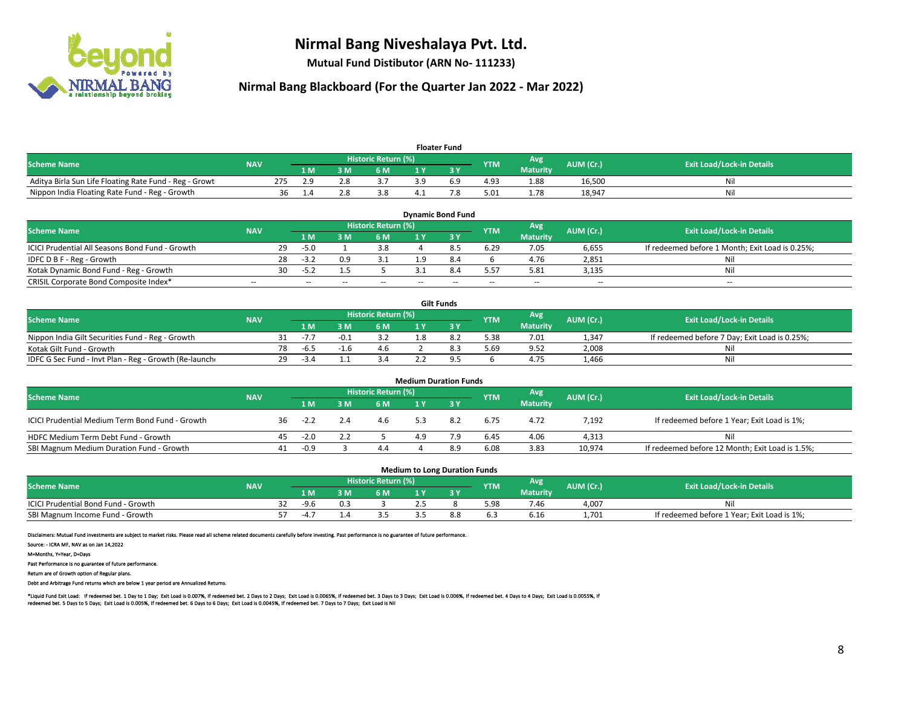# Nirmal Bang Niveshalaya Pvt. Ltd.

**Mutual Fund Distibutor (ARN No- 111233)**

## Nirmal Bang Blackboard (For the Quarter Jan 2022 - Mar 2022)

### Floater Fund

| Scheme Name | NAV | Historic Return (%) | | | | | YTM | Avg Maturity | AUM (Cr.) | Exit Load/Lock-in Details |
|---|---|---|---|---|---|---|---|---|---|---|
| | | 1 M | 3 M | 6 M | 1 Y | 3 Y | | | | |
| Aditya Birla Sun Life Floating Rate Fund - Reg - Growt | 275 | 2.9 | 2.8 | 3.7 | 3.9 | 6.9 | 4.93 | 1.88 | 16,500 | Nil |
| Nippon India Floating Rate Fund - Reg - Growth | 36 | 1.4 | 2.8 | 3.8 | 4.1 | 7.8 | 5.01 | 1.78 | 18,947 | Nil |

### Dynamic Bond Fund

| Scheme Name | NAV | Historic Return (%) | | | | | YTM | Avg Maturity | AUM (Cr.) | Exit Load/Lock-in Details |
|---|---|---|---|---|---|---|---|---|---|---|
| | | 1 M | 3 M | 6 M | 1 Y | 3 Y | | | | |
| ICICI Prudential All Seasons Bond Fund - Growth | 29 | -5.0 | 1 | 3.8 | 4 | 8.5 | 6.29 | 7.05 | 6,655 | If redeemed before 1 Month; Exit Load is 0.25%; |
| IDFC D B F - Reg - Growth | 28 | -3.2 | 0.9 | 3.1 | 1.9 | 8.4 | 6 | 4.76 | 2,851 | Nil |
| Kotak Dynamic Bond Fund - Reg - Growth | 30 | -5.2 | 1.5 | 5 | 3.1 | 8.4 | 5.57 | 5.81 | 3,135 | Nil |
| CRISIL Corporate Bond Composite Index* | -- | -- | -- | -- | -- | -- | -- | -- | -- | -- |

### Gilt Funds

| Scheme Name | NAV | Historic Return (%) | | | | | YTM | Avg Maturity | AUM (Cr.) | Exit Load/Lock-in Details |
|---|---|---|---|---|---|---|---|---|---|---|
| | | 1 M | 3 M | 6 M | 1 Y | 3 Y | | | | |
| Nippon India Gilt Securities Fund - Reg - Growth | 31 | -7.7 | -0.1 | 3.2 | 1.8 | 8.2 | 5.38 | 7.01 | 1,347 | If redeemed before 7 Day; Exit Load is 0.25%; |
| Kotak Gilt Fund - Growth | 78 | -6.5 | -1.6 | 4.6 | 2 | 8.3 | 5.69 | 9.52 | 2,008 | Nil |
| IDFC G Sec Fund - Invt Plan - Reg - Growth (Re-launch | 29 | -3.4 | 1.1 | 3.4 | 2.2 | 9.5 | 6 | 4.75 | 1,466 | Nil |

### Medium Duration Funds

| Scheme Name | NAV | Historic Return (%) | | | | | YTM | Avg Maturity | AUM (Cr.) | Exit Load/Lock-in Details |
|---|---|---|---|---|---|---|---|---|---|---|
| | | 1 M | 3 M | 6 M | 1 Y | 3 Y | | | | |
| ICICI Prudential Medium Term Bond Fund - Growth | 36 | -2.2 | 2.4 | 4.6 | 5.3 | 8.2 | 6.75 | 4.72 | 7,192 | If redeemed before 1 Year; Exit Load is 1%; |
| HDFC Medium Term Debt Fund - Growth | 45 | -2.0 | 2.2 | 5 | 4.9 | 7.9 | 6.45 | 4.06 | 4,313 | Nil |
| SBI Magnum Medium Duration Fund - Growth | 41 | -0.9 | 3 | 4.4 | 4 | 8.9 | 6.08 | 3.83 | 10,974 | If redeemed before 12 Month; Exit Load is 1.5%; |

### Medium to Long Duration Funds

| Scheme Name | NAV | Historic Return (%) | | | | | YTM | Avg Maturity | AUM (Cr.) | Exit Load/Lock-in Details |
|---|---|---|---|---|---|---|---|---|---|---|
| | | 1 M | 3 M | 6 M | 1 Y | 3 Y | | | | |
| ICICI Prudential Bond Fund - Growth | 32 | -9.6 | 0.3 | 3 | 2.5 | 8 | 5.98 | 7.46 | 4,007 | Nil |
| SBI Magnum Income Fund - Growth | 57 | -4.7 | 1.4 | 3.5 | 3.5 | 8.8 | 6.3 | 6.16 | 1,701 | If redeemed before 1 Year; Exit Load is 1%; |

Disclaimers: Mutual Fund investments are subject to market risks. Please read all scheme related documents carefully before investing. Past performance is no guarantee of future performance.

Source: - ICRA MF, NAV as on Jan 14,2022

M=Months, Y=Year, D=Days

Past Performance is no guarantee of future performance.

Return are of Growth option of Regular plans.

Debt and Arbitrage Fund returns which are below 1 year period are Annualized Returns.

*Liquid Fund Exit Load: If redeemed bet. 1 Day to 1 Day; Exit Load is 0.007%, If redeemed bet. 2 Days to 2 Days; Exit Load is 0.0065%, If redeemed bet. 3 Days to 3 Days; Exit Load is 0.006%, If redeemed bet. 4 Days to 4 Days; Exit Load is 0.0055%, If redeemed bet. 5 Days to 5 Days; Exit Load is 0.005%, If redeemed bet. 6 Days to 6 Days; Exit Load is 0.0045%, If redeemed bet. 7 Days to 7 Days; Exit Load is Nil